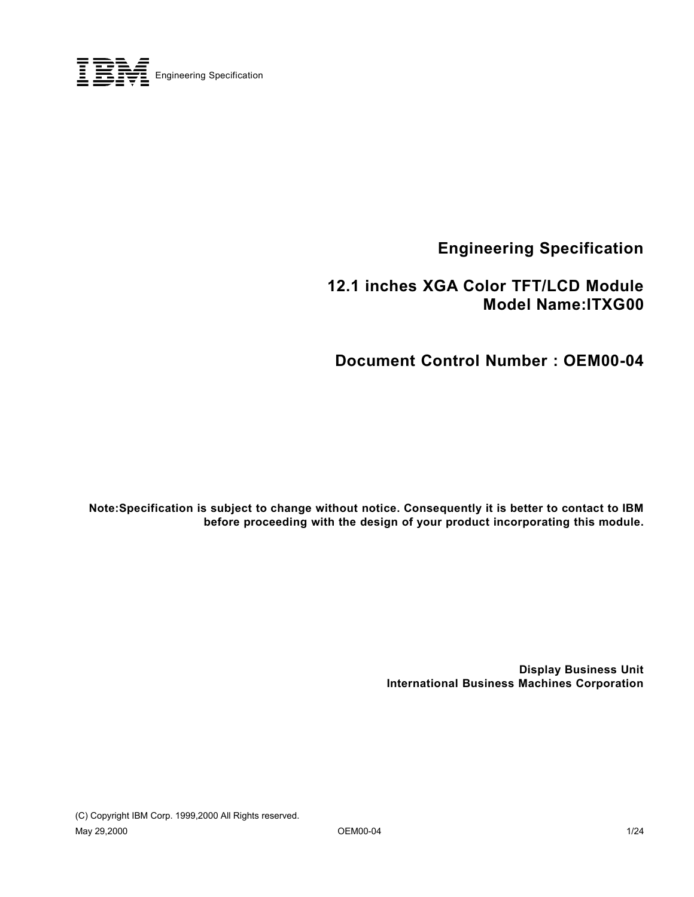IBM Engineering Specification

# Engineering Specification

# 12.1 inches XGA Color TFT/LCD Module
# Model Name:ITXG00

## Document Control Number : OEM00-04

**Note:Specification is subject to change without notice. Consequently it is better to contact to IBM before proceeding with the design of your product incorporating this module.**

**Display Business Unit**
**International Business Machines Corporation**

(C) Copyright IBM Corp. 1999,2000 All Rights reserved.

May 29,2000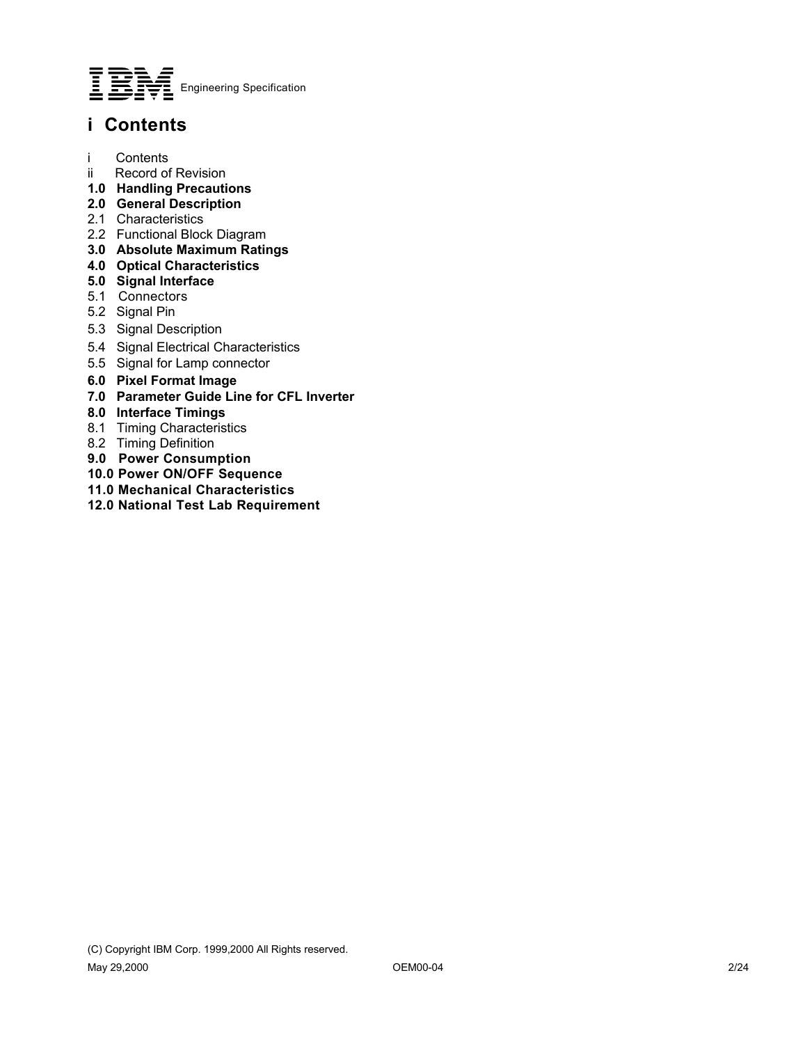# i Contents

i Contents
ii Record of Revision
**1.0 Handling Precautions**
**2.0 General Description**
2.1 Characteristics
2.2 Functional Block Diagram
**3.0 Absolute Maximum Ratings**
**4.0 Optical Characteristics**
**5.0 Signal Interface**
5.1 Connectors
5.2 Signal Pin
5.3 Signal Description
5.4 Signal Electrical Characteristics
5.5 Signal for Lamp connector
**6.0 Pixel Format Image**
**7.0 Parameter Guide Line for CFL Inverter**
**8.0 Interface Timings**
8.1 Timing Characteristics
8.2 Timing Definition
**9.0 Power Consumption**
**10.0 Power ON/OFF Sequence**
**11.0 Mechanical Characteristics**
**12.0 National Test Lab Requirement**

(C) Copyright IBM Corp. 1999,2000 All Rights reserved.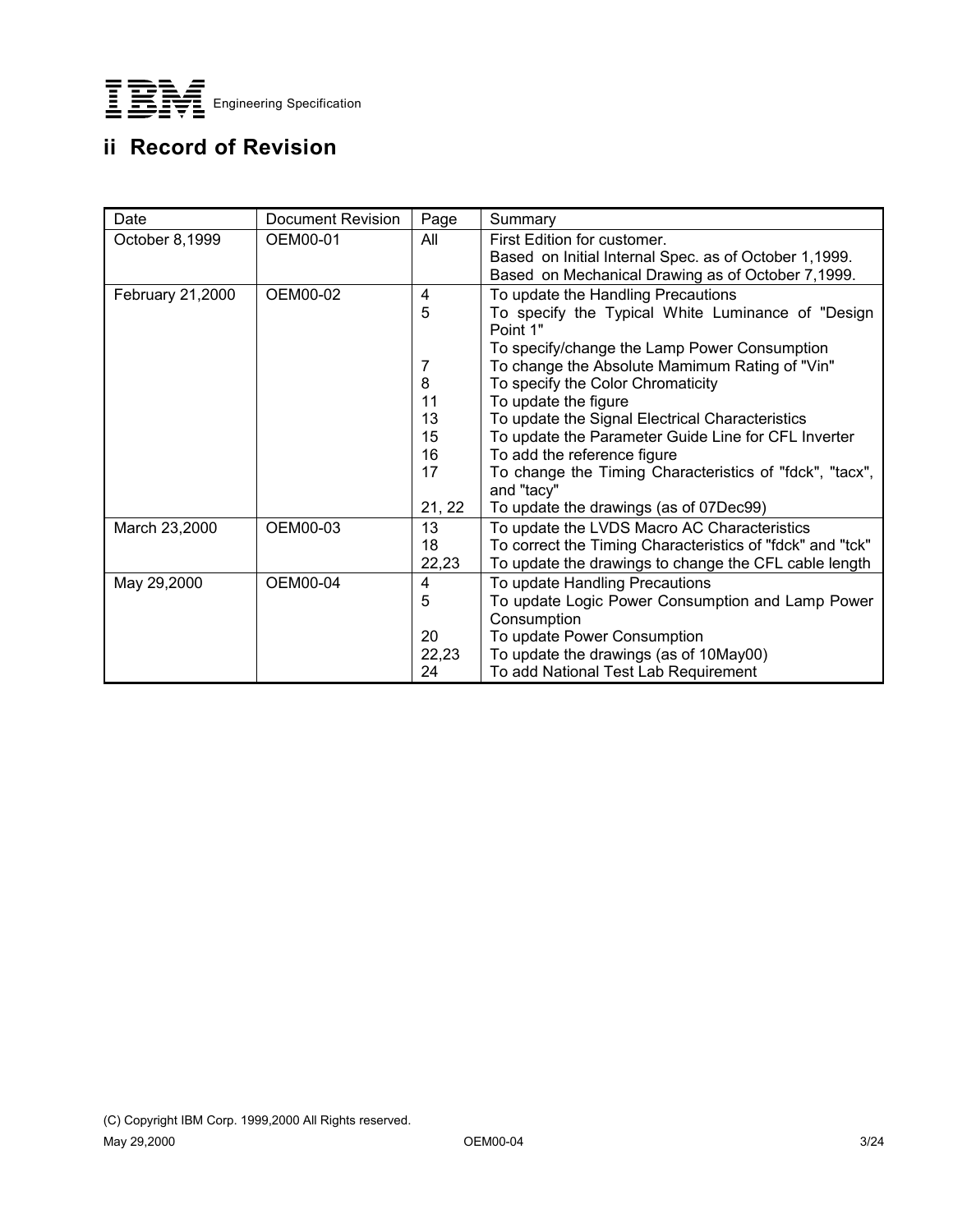## ii Record of Revision

| Date | Document Revision | Page | Summary |
|---|---|---|---|
| October 8,1999 | OEM00-01 | All | First Edition for customer.<br>Based on Initial Internal Spec. as of October 1,1999.<br>Based on Mechanical Drawing as of October 7,1999. |
| February 21,2000 | OEM00-02 | 4<br>5<br><br><br>7<br>8<br>11<br>13<br>15<br>16<br>17<br><br>21, 22 | To update the Handling Precautions<br>To specify the Typical White Luminance of "Design Point 1"<br>To specify/change the Lamp Power Consumption<br>To change the Absolute Mamimum Rating of "Vin"<br>To specify the Color Chromaticity<br>To update the figure<br>To update the Signal Electrical Characteristics<br>To update the Parameter Guide Line for CFL Inverter<br>To add the reference figure<br>To change the Timing Characteristics of "fdck", "tacx", and "tacy"<br>To update the drawings (as of 07Dec99) |
| March 23,2000 | OEM00-03 | 13<br>18<br>22,23 | To update the LVDS Macro AC Characteristics<br>To correct the Timing Characteristics of "fdck" and "tck"<br>To update the drawings to change the CFL cable length |
| May 29,2000 | OEM00-04 | 4<br>5<br><br>20<br>22,23<br>24 | To update Handling Precautions<br>To update Logic Power Consumption and Lamp Power Consumption<br>To update Power Consumption<br>To update the drawings (as of 10May00)<br>To add National Test Lab Requirement |

(C) Copyright IBM Corp. 1999,2000 All Rights reserved.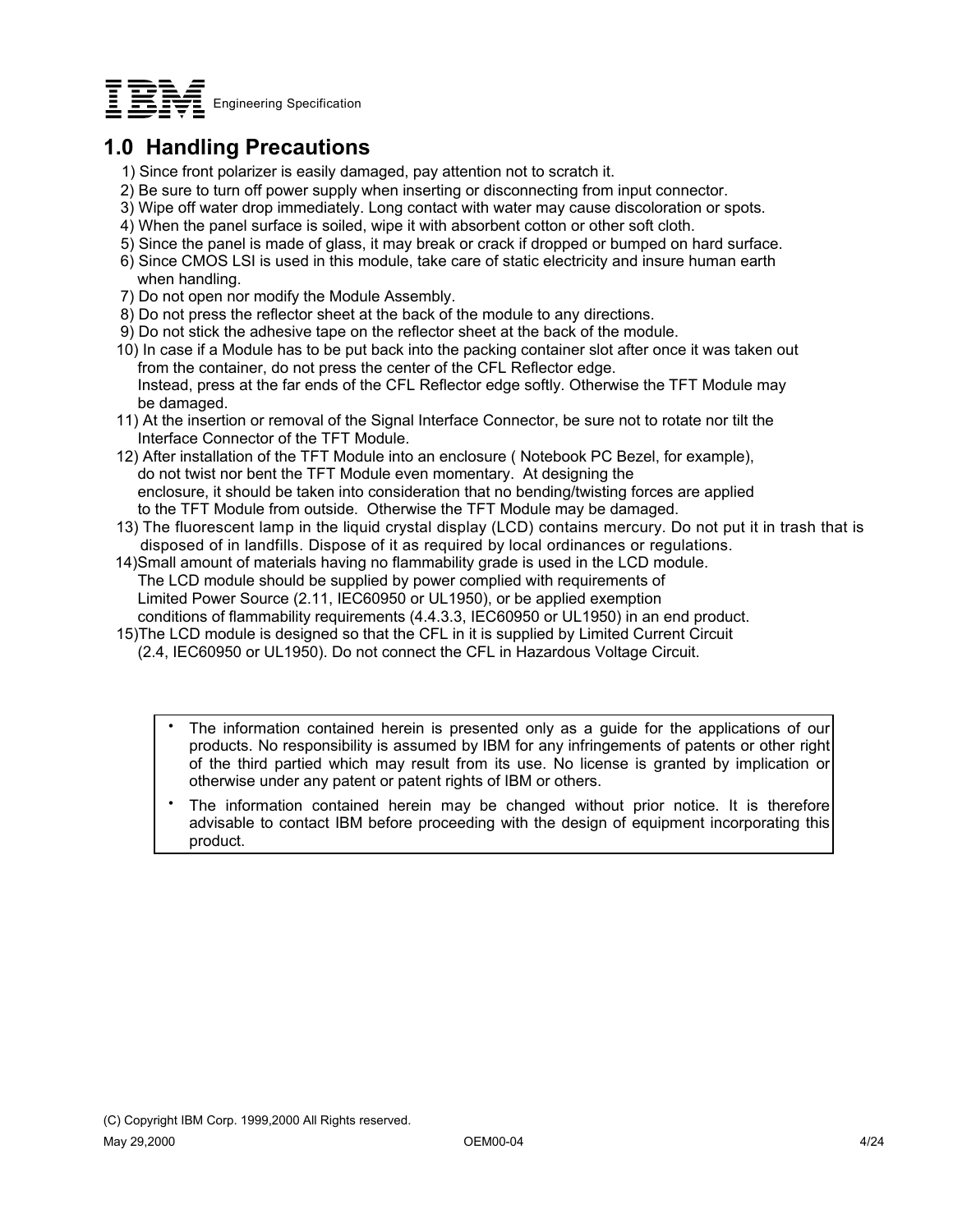## 1.0 Handling Precautions

1) Since front polarizer is easily damaged, pay attention not to scratch it.
2) Be sure to turn off power supply when inserting or disconnecting from input connector.
3) Wipe off water drop immediately. Long contact with water may cause discoloration or spots.
4) When the panel surface is soiled, wipe it with absorbent cotton or other soft cloth.
5) Since the panel is made of glass, it may break or crack if dropped or bumped on hard surface.
6) Since CMOS LSI is used in this module, take care of static electricity and insure human earth when handling.
7) Do not open nor modify the Module Assembly.
8) Do not press the reflector sheet at the back of the module to any directions.
9) Do not stick the adhesive tape on the reflector sheet at the back of the module.
10) In case if a Module has to be put back into the packing container slot after once it was taken out from the container, do not press the center of the CFL Reflector edge. Instead, press at the far ends of the CFL Reflector edge softly. Otherwise the TFT Module may be damaged.
11) At the insertion or removal of the Signal Interface Connector, be sure not to rotate nor tilt the Interface Connector of the TFT Module.
12) After installation of the TFT Module into an enclosure ( Notebook PC Bezel, for example), do not twist nor bent the TFT Module even momentary. At designing the enclosure, it should be taken into consideration that no bending/twisting forces are applied to the TFT Module from outside. Otherwise the TFT Module may be damaged.
13) The fluorescent lamp in the liquid crystal display (LCD) contains mercury. Do not put it in trash that is disposed of in landfills. Dispose of it as required by local ordinances or regulations.
14)Small amount of materials having no flammability grade is used in the LCD module. The LCD module should be supplied by power complied with requirements of Limited Power Source (2.11, IEC60950 or UL1950), or be applied exemption conditions of flammability requirements (4.4.3.3, IEC60950 or UL1950) in an end product.
15)The LCD module is designed so that the CFL in it is supplied by Limited Current Circuit (2.4, IEC60950 or UL1950). Do not connect the CFL in Hazardous Voltage Circuit.

- The information contained herein is presented only as a guide for the applications of our products. No responsibility is assumed by IBM for any infringements of patents or other right of the third partied which may result from its use. No license is granted by implication or otherwise under any patent or patent rights of IBM or others.
- The information contained herein may be changed without prior notice. It is therefore advisable to contact IBM before proceeding with the design of equipment incorporating this product.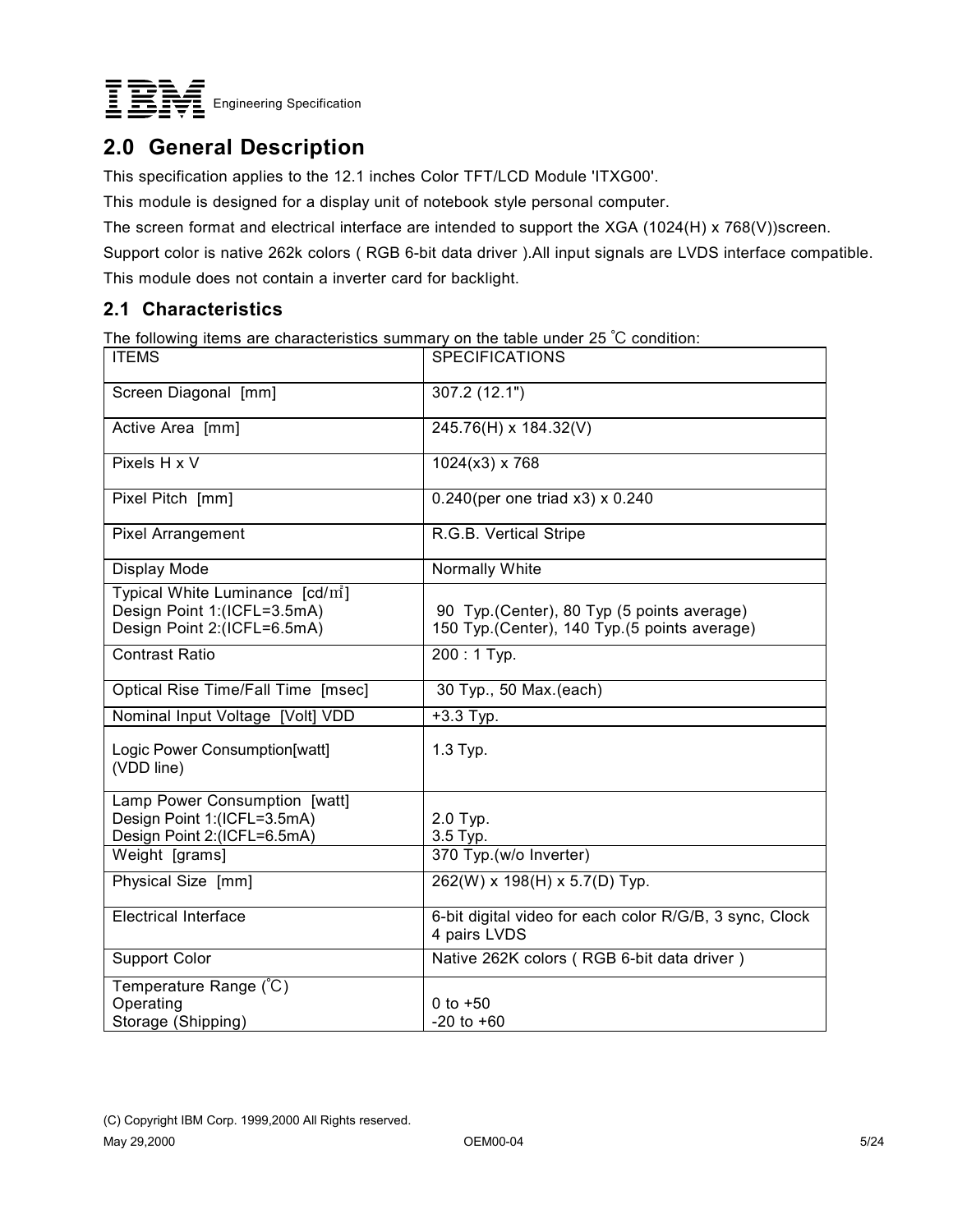## 2.0 General Description

This specification applies to the 12.1 inches Color TFT/LCD Module 'ITXG00'.

This module is designed for a display unit of notebook style personal computer.

The screen format and electrical interface are intended to support the XGA (1024(H) x 768(V))screen.

Support color is native 262k colors ( RGB 6-bit data driver ).All input signals are LVDS interface compatible.

This module does not contain a inverter card for backlight.

### 2.1 Characteristics

The following items are characteristics summary on the table under 25 ℃ condition:

| ITEMS | SPECIFICATIONS |
|---|---|
| Screen Diagonal [mm] | 307.2 (12.1") |
| Active Area [mm] | 245.76(H) x 184.32(V) |
| Pixels H x V | 1024(x3) x 768 |
| Pixel Pitch [mm] | 0.240(per one triad x3) x 0.240 |
| Pixel Arrangement | R.G.B. Vertical Stripe |
| Display Mode | Normally White |
| Typical White Luminance [cd/㎡]<br>Design Point 1:(ICFL=3.5mA)<br>Design Point 2:(ICFL=6.5mA) | <br>90 Typ.(Center), 80 Typ (5 points average)<br>150 Typ.(Center), 140 Typ.(5 points average) |
| Contrast Ratio | 200 : 1 Typ. |
| Optical Rise Time/Fall Time [msec] | 30 Typ., 50 Max.(each) |
| Nominal Input Voltage [Volt] VDD | +3.3 Typ. |
| Logic Power Consumption[watt]<br>(VDD line) | 1.3 Typ. |
| Lamp Power Consumption [watt]<br>Design Point 1:(ICFL=3.5mA)<br>Design Point 2:(ICFL=6.5mA) | <br>2.0 Typ.<br>3.5 Typ. |
| Weight [grams] | 370 Typ.(w/o Inverter) |
| Physical Size [mm] | 262(W) x 198(H) x 5.7(D) Typ. |
| Electrical Interface | 6-bit digital video for each color R/G/B, 3 sync, Clock<br>4 pairs LVDS |
| Support Color | Native 262K colors ( RGB 6-bit data driver ) |
| Temperature Range (℃)<br>Operating<br>Storage (Shipping) | <br>0 to +50<br>-20 to +60 |

(C) Copyright IBM Corp. 1999,2000 All Rights reserved.

May 29,2000 OEM00-04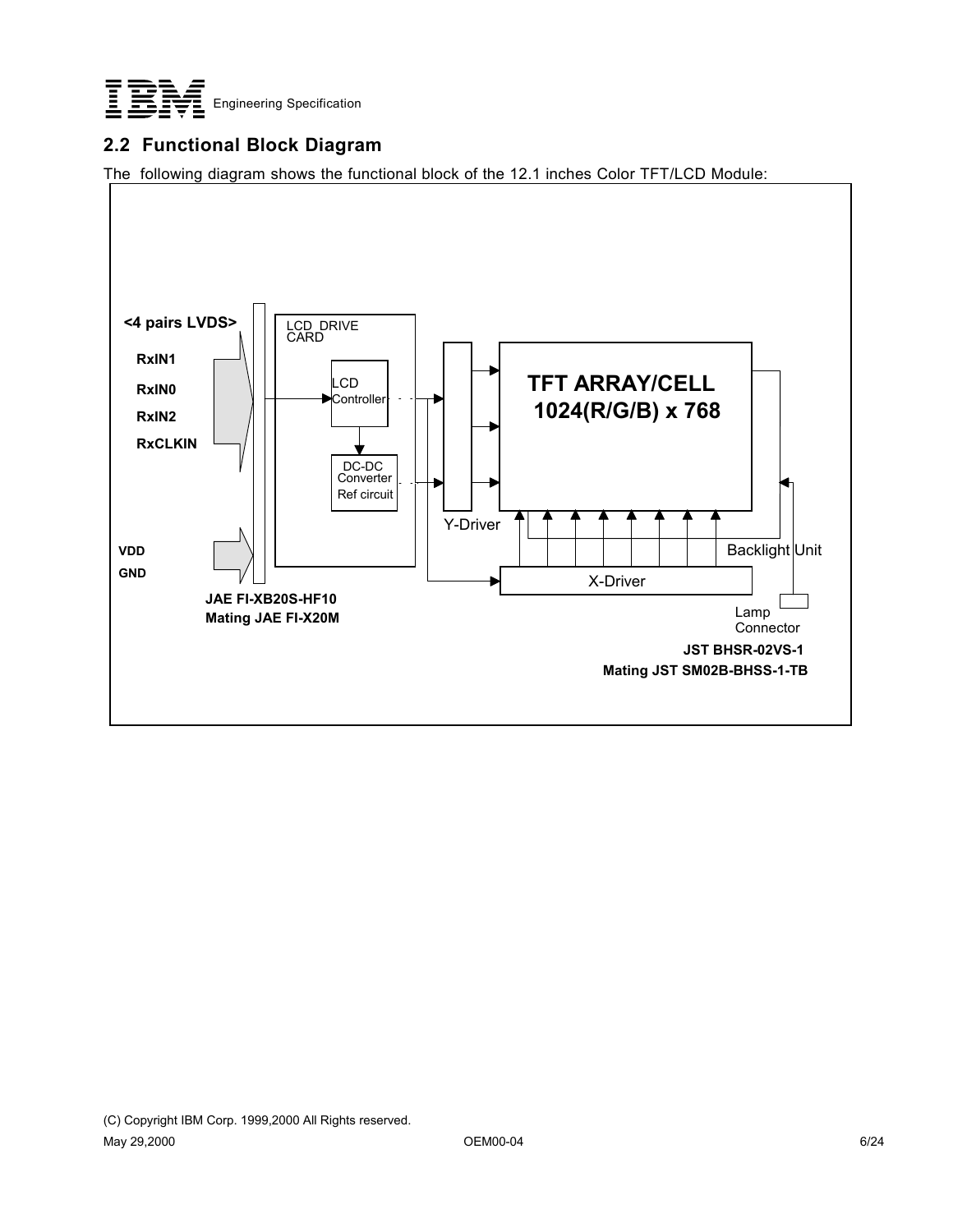## 2.2 Functional Block Diagram

The following diagram shows the functional block of the 12.1 inches Color TFT/LCD Module:

**<4 pairs LVDS>**

**RxIN1**

**RxIN0**

**RxIN2**

**RxCLKIN**

LCD DRIVE CARD

LCD Controller

DC-DC Converter Ref circuit

Y-Driver

TFT ARRAY/CELL
1024(R/G/B) x 768

Backlight Unit

X-Driver

**VDD**

**GND**

**JAE FI-XB20S-HF10**
**Mating JAE FI-X20M**

Lamp Connector

**JST BHSR-02VS-1**
**Mating JST SM02B-BHSS-1-TB**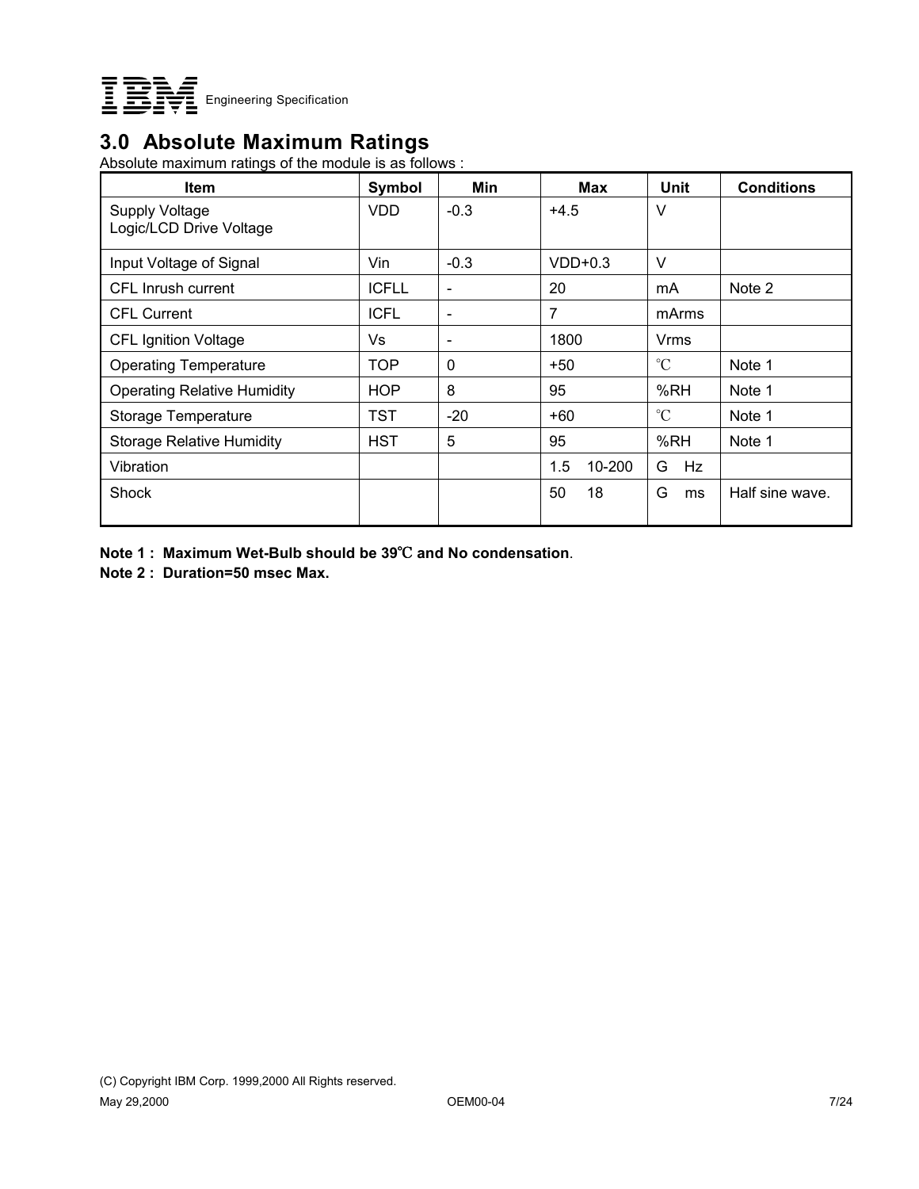## 3.0 Absolute Maximum Ratings

Absolute maximum ratings of the module is as follows :

| Item | Symbol | Min | Max | Unit | Conditions |
|---|---|---|---|---|---|
| Supply Voltage<br>Logic/LCD Drive Voltage | VDD | -0.3 | +4.5 | V | |
| Input Voltage of Signal | Vin | -0.3 | VDD+0.3 | V | |
| CFL Inrush current | ICFLL | - | 20 | mA | Note 2 |
| CFL Current | ICFL | - | 7 | mArms | |
| CFL Ignition Voltage | Vs | - | 1800 | Vrms | |
| Operating Temperature | TOP | 0 | +50 | ℃ | Note 1 |
| Operating Relative Humidity | HOP | 8 | 95 | %RH | Note 1 |
| Storage Temperature | TST | -20 | +60 | ℃ | Note 1 |
| Storage Relative Humidity | HST | 5 | 95 | %RH | Note 1 |
| Vibration | | | 1.5 10-200 | G Hz | |
| Shock | | | 50 18 | G ms | Half sine wave. |

**Note 1 : Maximum Wet-Bulb should be 39℃ and No condensation**.

**Note 2 : Duration=50 msec Max.**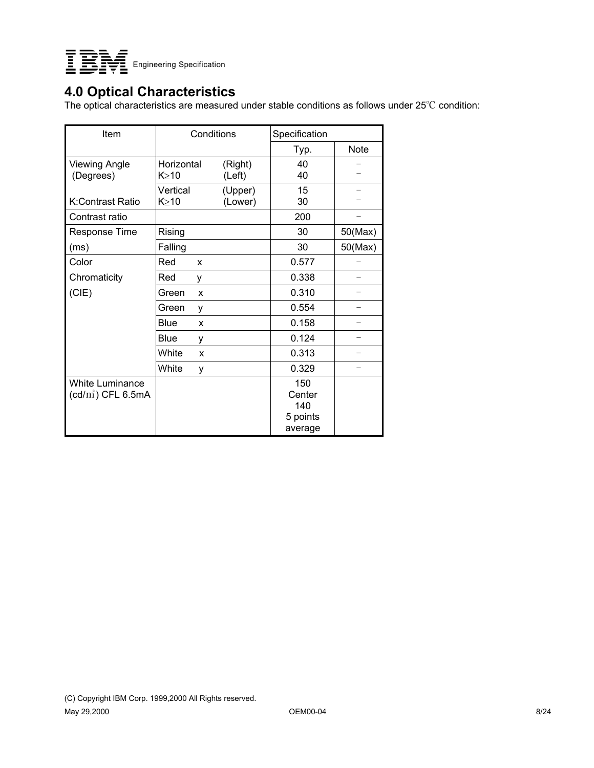# 4.0 Optical Characteristics

The optical characteristics are measured under stable conditions as follows under 25℃ condition:

| Item | Conditions | | Specification | |
|---|---|---|---|---|
| | | | Typ. | Note |
| Viewing Angle (Degrees) | Horizontal K≥10 | (Right)<br>(Left) | 40<br>40 | –<br>– |
| K:Contrast Ratio | Vertical K≥10 | (Upper)<br>(Lower) | 15<br>30 | –<br>– |
| Contrast ratio | | | 200 | – |
| Response Time (ms) | Rising | | 30 | 50(Max) |
| | Falling | | 30 | 50(Max) |
| Color Chromaticity (CIE) | Red x | | 0.577 | – |
| | Red y | | 0.338 | – |
| | Green x | | 0.310 | – |
| | Green y | | 0.554 | – |
| | Blue x | | 0.158 | – |
| | Blue y | | 0.124 | – |
| | White x | | 0.313 | – |
| | White y | | 0.329 | – |
| White Luminance (cd/㎡) CFL 6.5mA | | | 150 Center<br>140 5 points average | |

(C) Copyright IBM Corp. 1999,2000 All Rights reserved.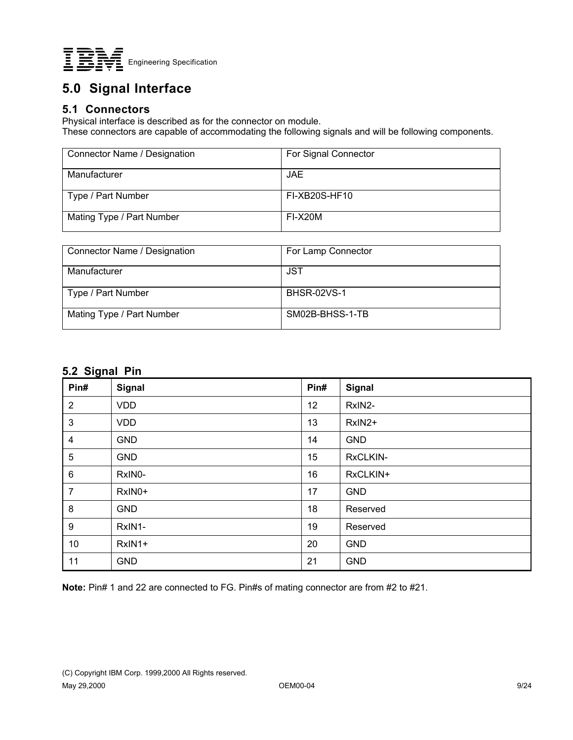# 5.0 Signal Interface

## 5.1 Connectors

Physical interface is described as for the connector on module.
These connectors are capable of accommodating the following signals and will be following components.

| Connector Name / Designation | For Signal Connector |
|---|---|
| Manufacturer | JAE |
| Type / Part Number | FI-XB20S-HF10 |
| Mating Type / Part Number | FI-X20M |

| Connector Name / Designation | For Lamp Connector |
|---|---|
| Manufacturer | JST |
| Type / Part Number | BHSR-02VS-1 |
| Mating Type / Part Number | SM02B-BHSS-1-TB |

## 5.2 Signal Pin

| Pin# | Signal | Pin# | Signal |
|---|---|---|---|
| 2 | VDD | 12 | RxIN2- |
| 3 | VDD | 13 | RxIN2+ |
| 4 | GND | 14 | GND |
| 5 | GND | 15 | RxCLKIN- |
| 6 | RxIN0- | 16 | RxCLKIN+ |
| 7 | RxIN0+ | 17 | GND |
| 8 | GND | 18 | Reserved |
| 9 | RxIN1- | 19 | Reserved |
| 10 | RxIN1+ | 20 | GND |
| 11 | GND | 21 | GND |

**Note:** Pin# 1 and 22 are connected to FG. Pin#s of mating connector are from #2 to #21.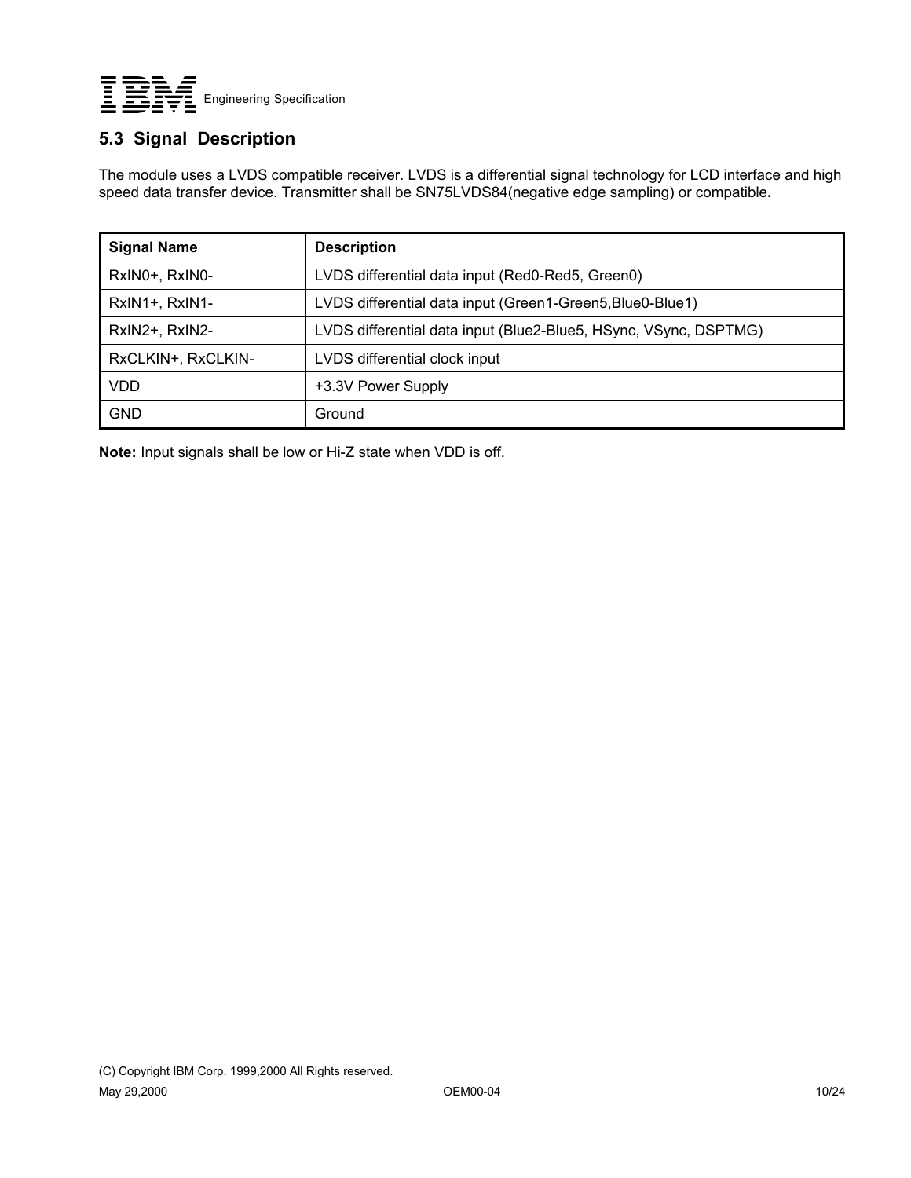## 5.3 Signal Description

The module uses a LVDS compatible receiver. LVDS is a differential signal technology for LCD interface and high speed data transfer device. Transmitter shall be SN75LVDS84(negative edge sampling) or compatible**.**

| Signal Name | Description |
|---|---|
| RxIN0+, RxIN0- | LVDS differential data input (Red0-Red5, Green0) |
| RxIN1+, RxIN1- | LVDS differential data input (Green1-Green5,Blue0-Blue1) |
| RxIN2+, RxIN2- | LVDS differential data input (Blue2-Blue5, HSync, VSync, DSPTMG) |
| RxCLKIN+, RxCLKIN- | LVDS differential clock input |
| VDD | +3.3V Power Supply |
| GND | Ground |

**Note:** Input signals shall be low or Hi-Z state when VDD is off.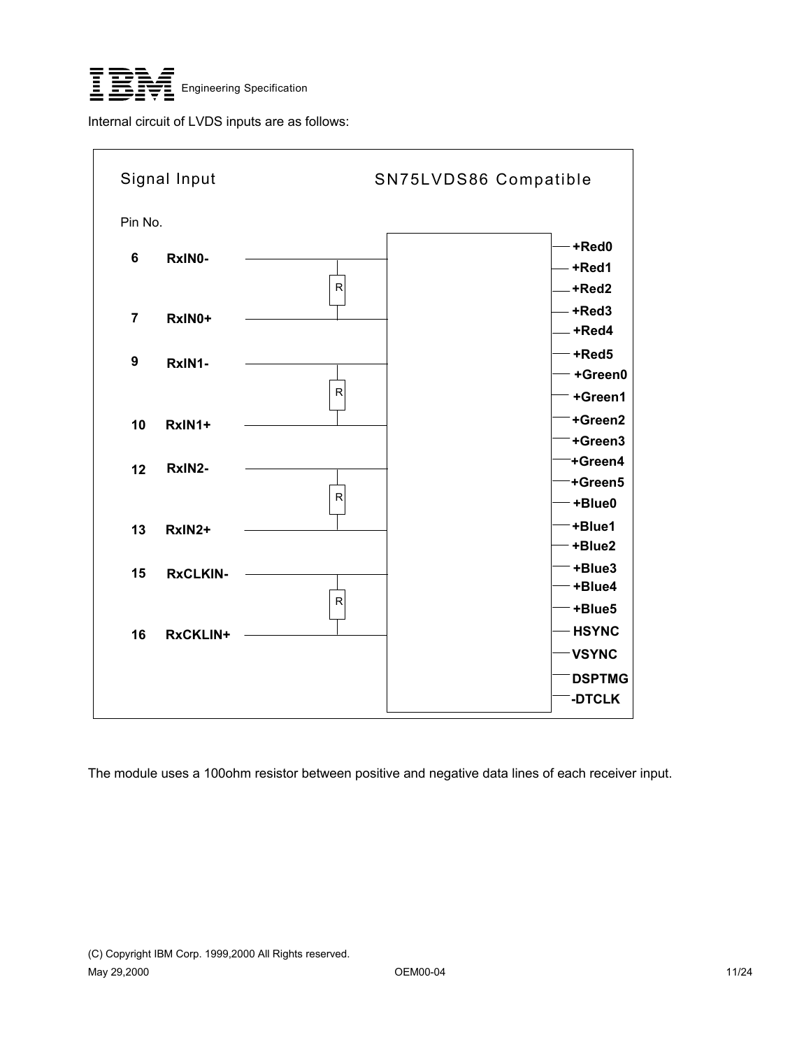Internal circuit of LVDS inputs are as follows:

Signal Input

SN75LVDS86 Compatible

| Pin No. | Signal |
|---|---|
| 6 | RxIN0- |
| 7 | RxIN0+ |
| 9 | RxIN1- |
| 10 | RxIN1+ |
| 12 | RxIN2- |
| 13 | RxIN2+ |
| 15 | RxCLKIN- |
| 16 | RxCKLIN+ |

Each input pair is terminated by a resistor R.

Outputs: +Red0, +Red1, +Red2, +Red3, +Red4, +Red5, +Green0, +Green1, +Green2, +Green3, +Green4, +Green5, +Blue0, +Blue1, +Blue2, +Blue3, +Blue4, +Blue5, HSYNC, VSYNC, DSPTMG, -DTCLK

The module uses a 100ohm resistor between positive and negative data lines of each receiver input.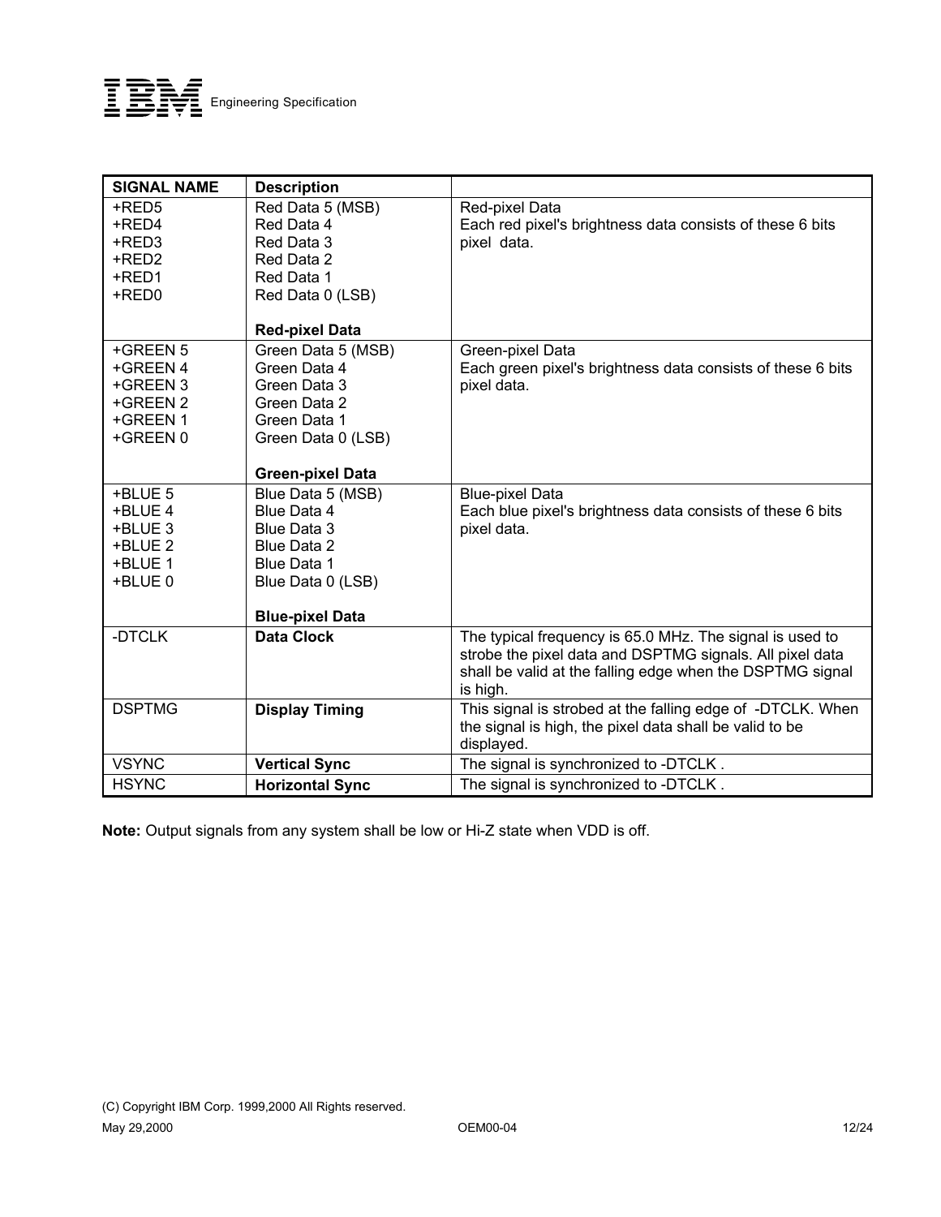| SIGNAL NAME | Description | |
|---|---|---|
| +RED5<br>+RED4<br>+RED3<br>+RED2<br>+RED1<br>+RED0 | Red Data 5 (MSB)<br>Red Data 4<br>Red Data 3<br>Red Data 2<br>Red Data 1<br>Red Data 0 (LSB)<br><br>**Red-pixel Data** | Red-pixel Data<br>Each red pixel's brightness data consists of these 6 bits pixel data. |
| +GREEN 5<br>+GREEN 4<br>+GREEN 3<br>+GREEN 2<br>+GREEN 1<br>+GREEN 0 | Green Data 5 (MSB)<br>Green Data 4<br>Green Data 3<br>Green Data 2<br>Green Data 1<br>Green Data 0 (LSB)<br><br>**Green-pixel Data** | Green-pixel Data<br>Each green pixel's brightness data consists of these 6 bits pixel data. |
| +BLUE 5<br>+BLUE 4<br>+BLUE 3<br>+BLUE 2<br>+BLUE 1<br>+BLUE 0 | Blue Data 5 (MSB)<br>Blue Data 4<br>Blue Data 3<br>Blue Data 2<br>Blue Data 1<br>Blue Data 0 (LSB)<br><br>**Blue-pixel Data** | Blue-pixel Data<br>Each blue pixel's brightness data consists of these 6 bits pixel data. |
| -DTCLK | **Data Clock** | The typical frequency is 65.0 MHz. The signal is used to strobe the pixel data and DSPTMG signals. All pixel data shall be valid at the falling edge when the DSPTMG signal is high. |
| DSPTMG | **Display Timing** | This signal is strobed at the falling edge of -DTCLK. When the signal is high, the pixel data shall be valid to be displayed. |
| VSYNC | **Vertical Sync** | The signal is synchronized to -DTCLK . |
| HSYNC | **Horizontal Sync** | The signal is synchronized to -DTCLK . |

**Note:** Output signals from any system shall be low or Hi-Z state when VDD is off.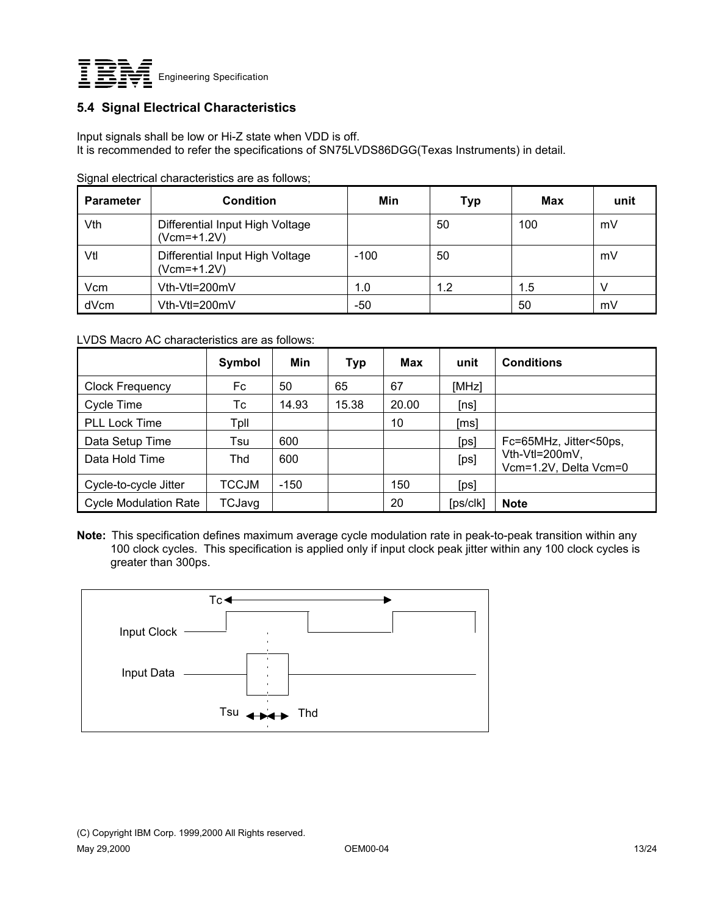## 5.4 Signal Electrical Characteristics

Input signals shall be low or Hi-Z state when VDD is off.
It is recommended to refer the specifications of SN75LVDS86DGG(Texas Instruments) in detail.

Signal electrical characteristics are as follows;

| Parameter | Condition | Min | Typ | Max | unit |
|---|---|---|---|---|---|
| Vth | Differential Input High Voltage (Vcm=+1.2V) | | 50 | 100 | mV |
| Vtl | Differential Input High Voltage (Vcm=+1.2V) | -100 | 50 | | mV |
| Vcm | Vth-Vtl=200mV | 1.0 | 1.2 | 1.5 | V |
| dVcm | Vth-Vtl=200mV | -50 | | 50 | mV |

LVDS Macro AC characteristics are as follows:

| | Symbol | Min | Typ | Max | unit | Conditions |
|---|---|---|---|---|---|---|
| Clock Frequency | Fc | 50 | 65 | 67 | [MHz] | |
| Cycle Time | Tc | 14.93 | 15.38 | 20.00 | [ns] | |
| PLL Lock Time | Tpll | | | 10 | [ms] | |
| Data Setup Time | Tsu | 600 | | | [ps] | Fc=65MHz, Jitter<50ps, Vth-Vtl=200mV, Vcm=1.2V, Delta Vcm=0 |
| Data Hold Time | Thd | 600 | | | [ps] | |
| Cycle-to-cycle Jitter | TCCJM | -150 | | 150 | [ps] | |
| Cycle Modulation Rate | TCJavg | | | 20 | [ps/clk] | **Note** |

**Note:** This specification defines maximum average cycle modulation rate in peak-to-peak transition within any 100 clock cycles. This specification is applied only if input clock peak jitter within any 100 clock cycles is greater than 300ps.

Tc

Input Clock

Input Data

Tsu Thd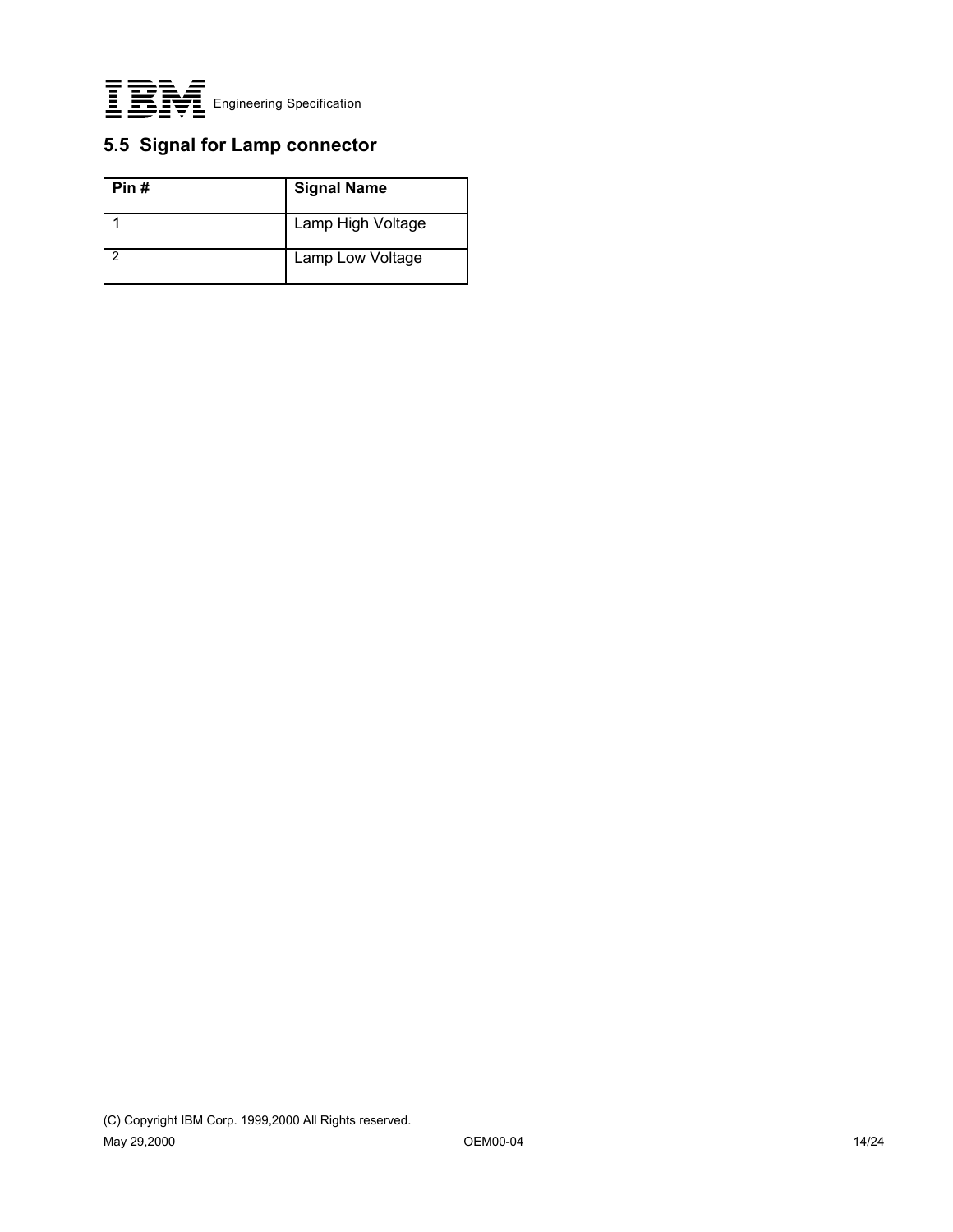## 5.5 Signal for Lamp connector

| Pin # | Signal Name |
|---|---|
| 1 | Lamp High Voltage |
| 2 | Lamp Low Voltage |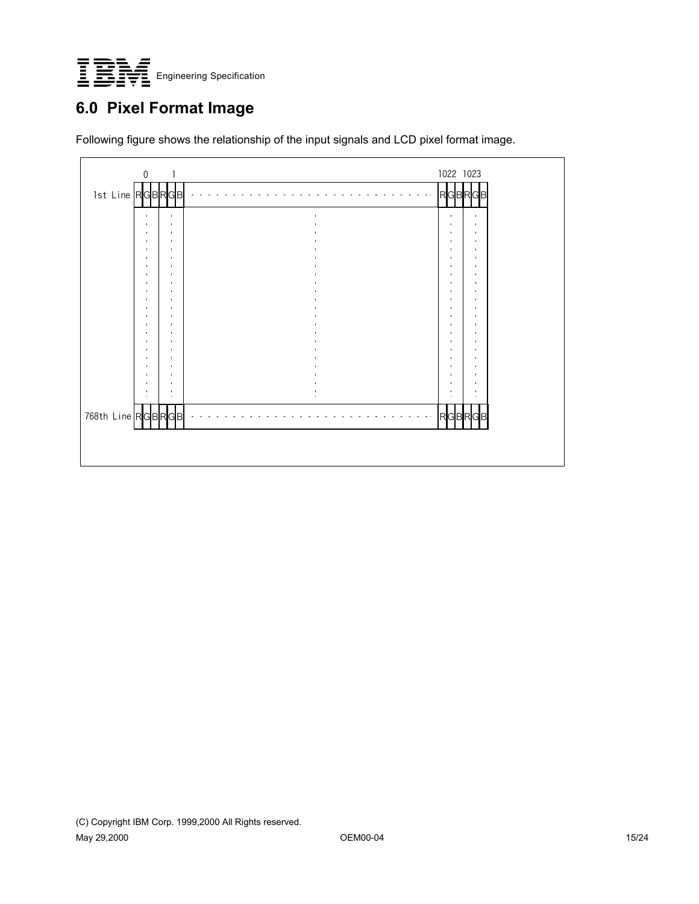# 6.0 Pixel Format Image

Following figure shows the relationship of the input signals and LCD pixel format image.

|  | 0 | 1 | ... | 1022 | 1023 |
|---|---|---|---|---|---|
| 1st Line | RGB | RGB | ... | RGB | RGB |
| ... | ... | ... | ... | ... | ... |
| 768th Line | RGB | RGB | ... | RGB | RGB |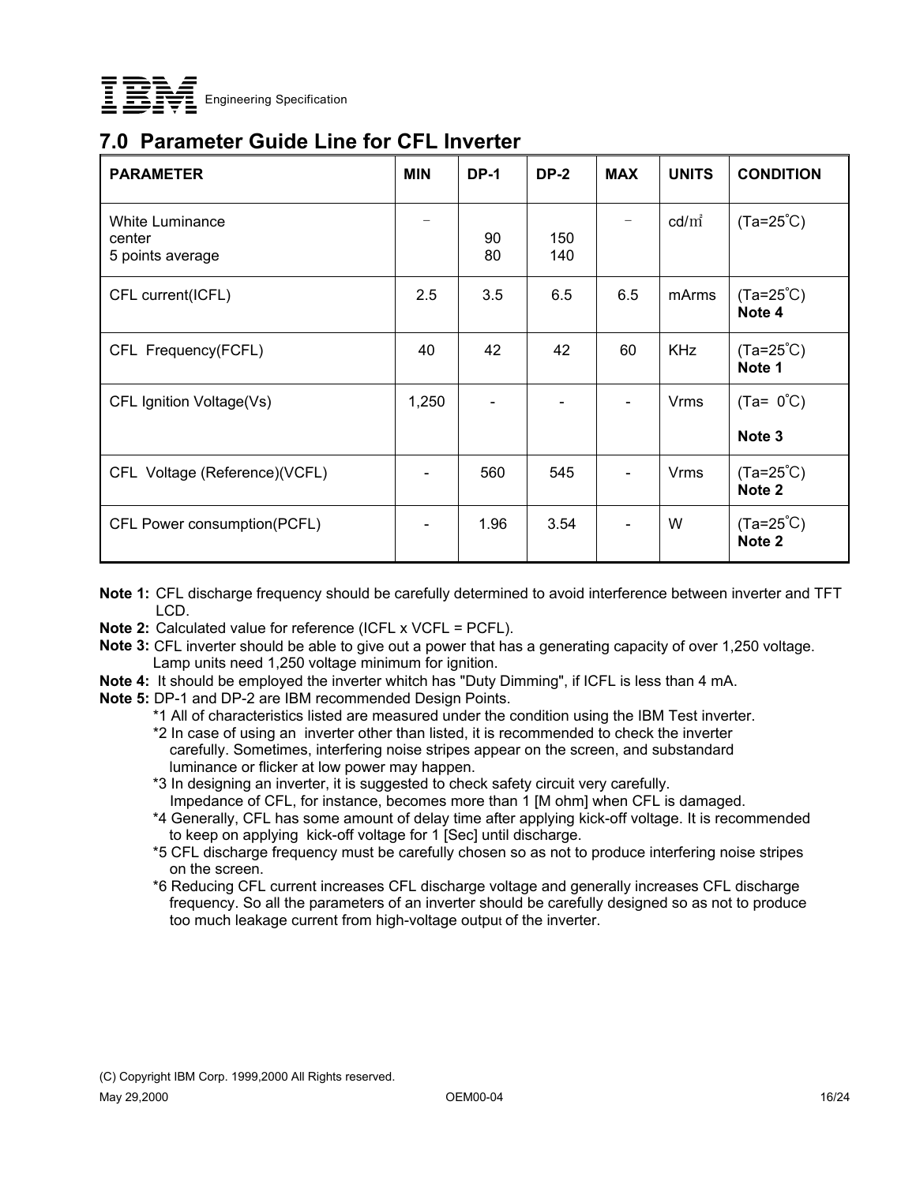## 7.0 Parameter Guide Line for CFL Inverter

| PARAMETER | MIN | DP-1 | DP-2 | MAX | UNITS | CONDITION |
|---|---|---|---|---|---|---|
| White Luminance<br>center<br>5 points average | – | <br>90<br>80 | <br>150<br>140 | – | cd/㎡ | (Ta=25˚C) |
| CFL current(ICFL) | 2.5 | 3.5 | 6.5 | 6.5 | mArms | (Ta=25˚C)<br>**Note 4** |
| CFL Frequency(FCFL) | 40 | 42 | 42 | 60 | KHz | (Ta=25˚C)<br>**Note 1** |
| CFL Ignition Voltage(Vs) | 1,250 | - | - | - | Vrms | (Ta= 0˚C)<br>**Note 3** |
| CFL Voltage (Reference)(VCFL) | - | 560 | 545 | - | Vrms | (Ta=25˚C)<br>**Note 2** |
| CFL Power consumption(PCFL) | - | 1.96 | 3.54 | - | W | (Ta=25˚C)<br>**Note 2** |

**Note 1:** CFL discharge frequency should be carefully determined to avoid interference between inverter and TFT LCD.

**Note 2:** Calculated value for reference (ICFL x VCFL = PCFL).

**Note 3:** CFL inverter should be able to give out a power that has a generating capacity of over 1,250 voltage. Lamp units need 1,250 voltage minimum for ignition.

**Note 4:** It should be employed the inverter whitch has "Duty Dimming", if ICFL is less than 4 mA.

**Note 5:** DP-1 and DP-2 are IBM recommended Design Points.

*1 All of characteristics listed are measured under the condition using the IBM Test inverter.

*2 In case of using an inverter other than listed, it is recommended to check the inverter carefully. Sometimes, interfering noise stripes appear on the screen, and substandard luminance or flicker at low power may happen.

*3 In designing an inverter, it is suggested to check safety circuit very carefully. Impedance of CFL, for instance, becomes more than 1 [M ohm] when CFL is damaged.

*4 Generally, CFL has some amount of delay time after applying kick-off voltage. It is recommended to keep on applying kick-off voltage for 1 [Sec] until discharge.

*5 CFL discharge frequency must be carefully chosen so as not to produce interfering noise stripes on the screen.

*6 Reducing CFL current increases CFL discharge voltage and generally increases CFL discharge frequency. So all the parameters of an inverter should be carefully designed so as not to produce too much leakage current from high-voltage output of the inverter.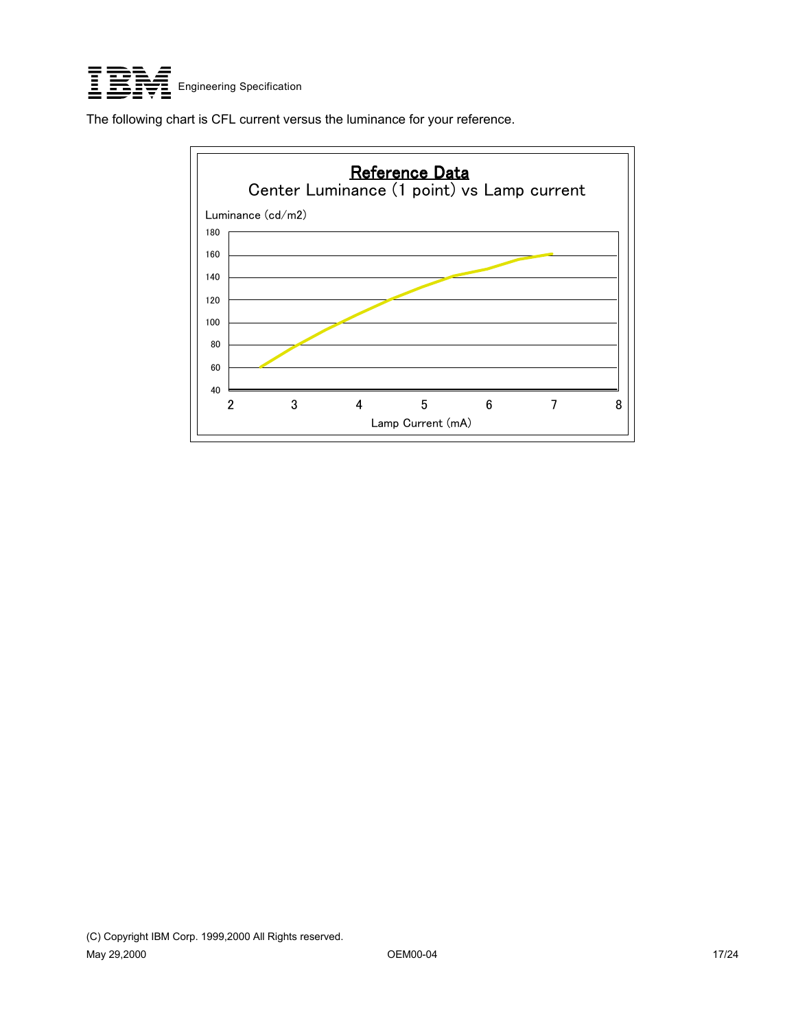The following chart is CFL current versus the luminance for your reference.

**Reference Data**

Center Luminance (1 point) vs Lamp current

Luminance (cd/m2)

180
160
140
120
100
80
60
40

2 3 4 5 6 7 8

Lamp Current (mA)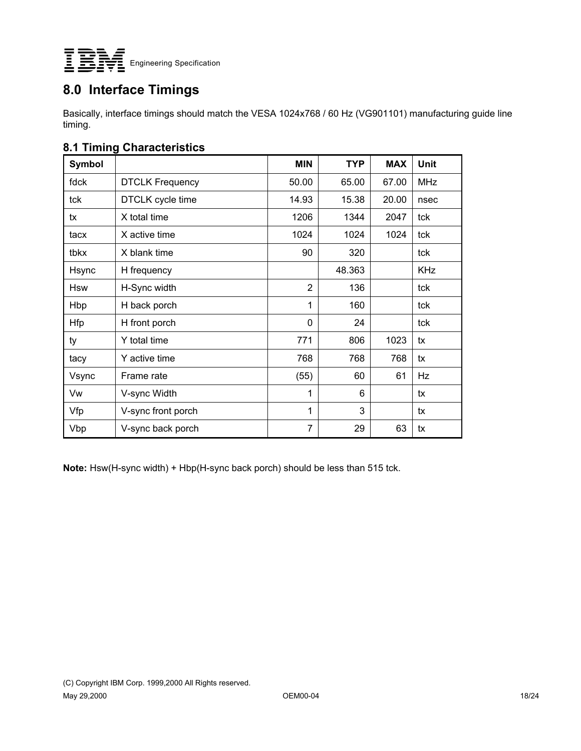# 8.0 Interface Timings

Basically, interface timings should match the VESA 1024x768 / 60 Hz (VG901101) manufacturing guide line timing.

## 8.1 Timing Characteristics

| Symbol | | MIN | TYP | MAX | Unit |
|---|---|---|---|---|---|
| fdck | DTCLK Frequency | 50.00 | 65.00 | 67.00 | MHz |
| tck | DTCLK cycle time | 14.93 | 15.38 | 20.00 | nsec |
| tx | X total time | 1206 | 1344 | 2047 | tck |
| tacx | X active time | 1024 | 1024 | 1024 | tck |
| tbkx | X blank time | 90 | 320 | | tck |
| Hsync | H frequency | | 48.363 | | KHz |
| Hsw | H-Sync width | 2 | 136 | | tck |
| Hbp | H back porch | 1 | 160 | | tck |
| Hfp | H front porch | 0 | 24 | | tck |
| ty | Y total time | 771 | 806 | 1023 | tx |
| tacy | Y active time | 768 | 768 | 768 | tx |
| Vsync | Frame rate | (55) | 60 | 61 | Hz |
| Vw | V-sync Width | 1 | 6 | | tx |
| Vfp | V-sync front porch | 1 | 3 | | tx |
| Vbp | V-sync back porch | 7 | 29 | 63 | tx |

**Note:** Hsw(H-sync width) + Hbp(H-sync back porch) should be less than 515 tck.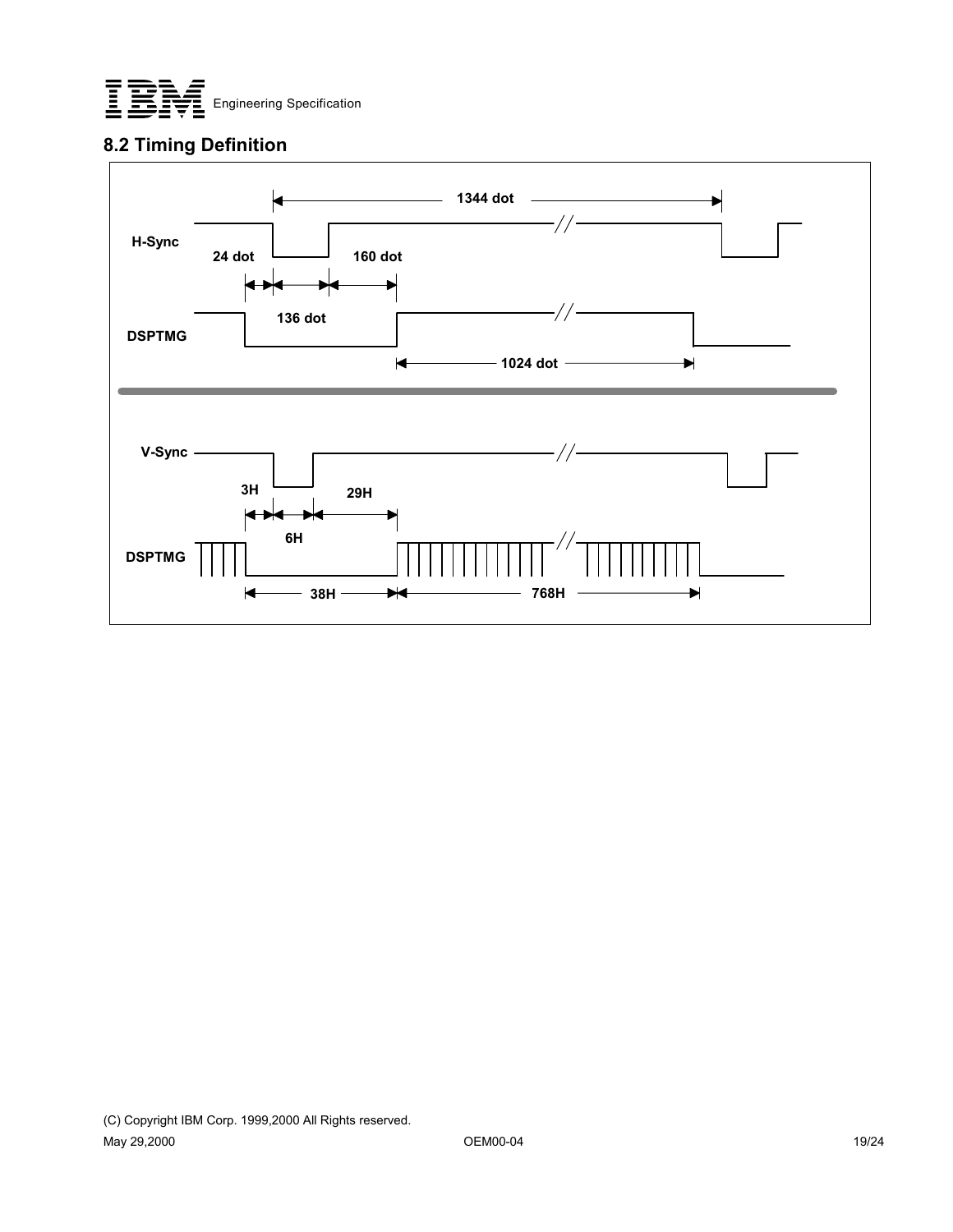## 8.2 Timing Definition

H-Sync

1344 dot

24 dot

160 dot

136 dot

DSPTMG

1024 dot

V-Sync

3H

29H

6H

DSPTMG

38H

768H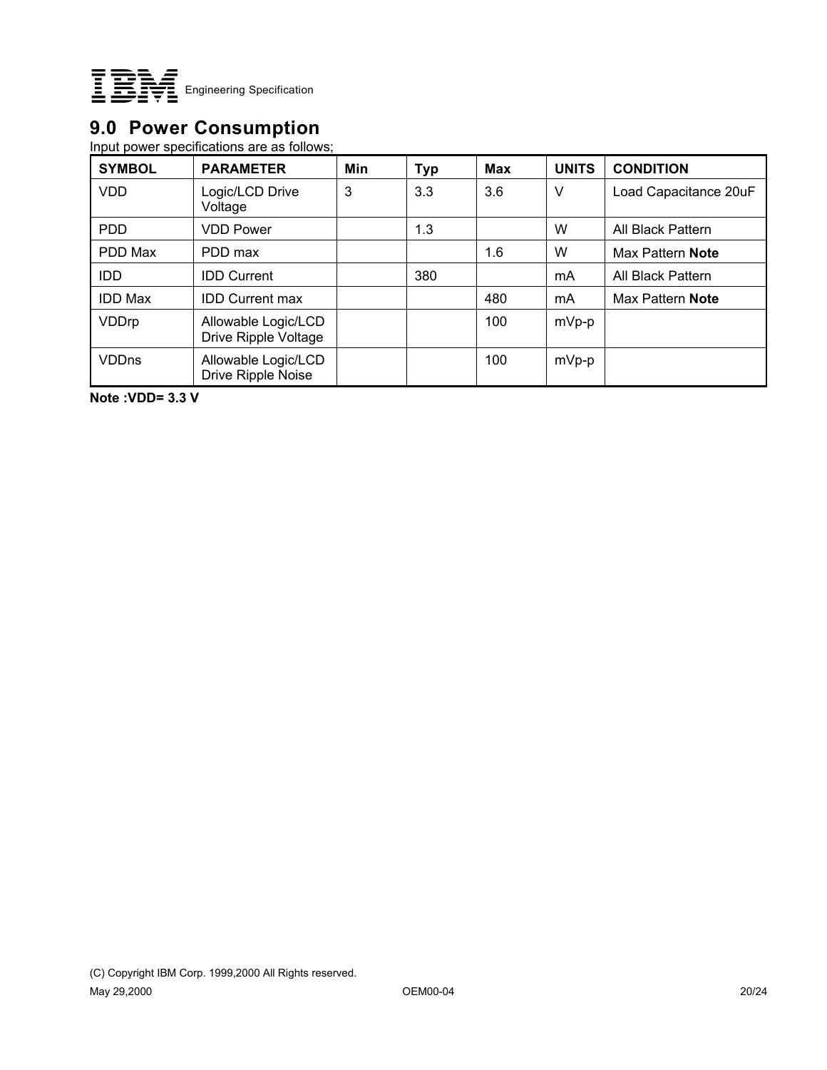## 9.0 Power Consumption

Input power specifications are as follows;

| SYMBOL | PARAMETER | Min | Typ | Max | UNITS | CONDITION |
|---|---|---|---|---|---|---|
| VDD | Logic/LCD Drive Voltage | 3 | 3.3 | 3.6 | V | Load Capacitance 20uF |
| PDD | VDD Power | | 1.3 | | W | All Black Pattern |
| PDD Max | PDD max | | | 1.6 | W | Max Pattern **Note** |
| IDD | IDD Current | | 380 | | mA | All Black Pattern |
| IDD Max | IDD Current max | | | 480 | mA | Max Pattern **Note** |
| VDDrp | Allowable Logic/LCD Drive Ripple Voltage | | | 100 | mVp-p | |
| VDDns | Allowable Logic/LCD Drive Ripple Noise | | | 100 | mVp-p | |

**Note :VDD= 3.3 V**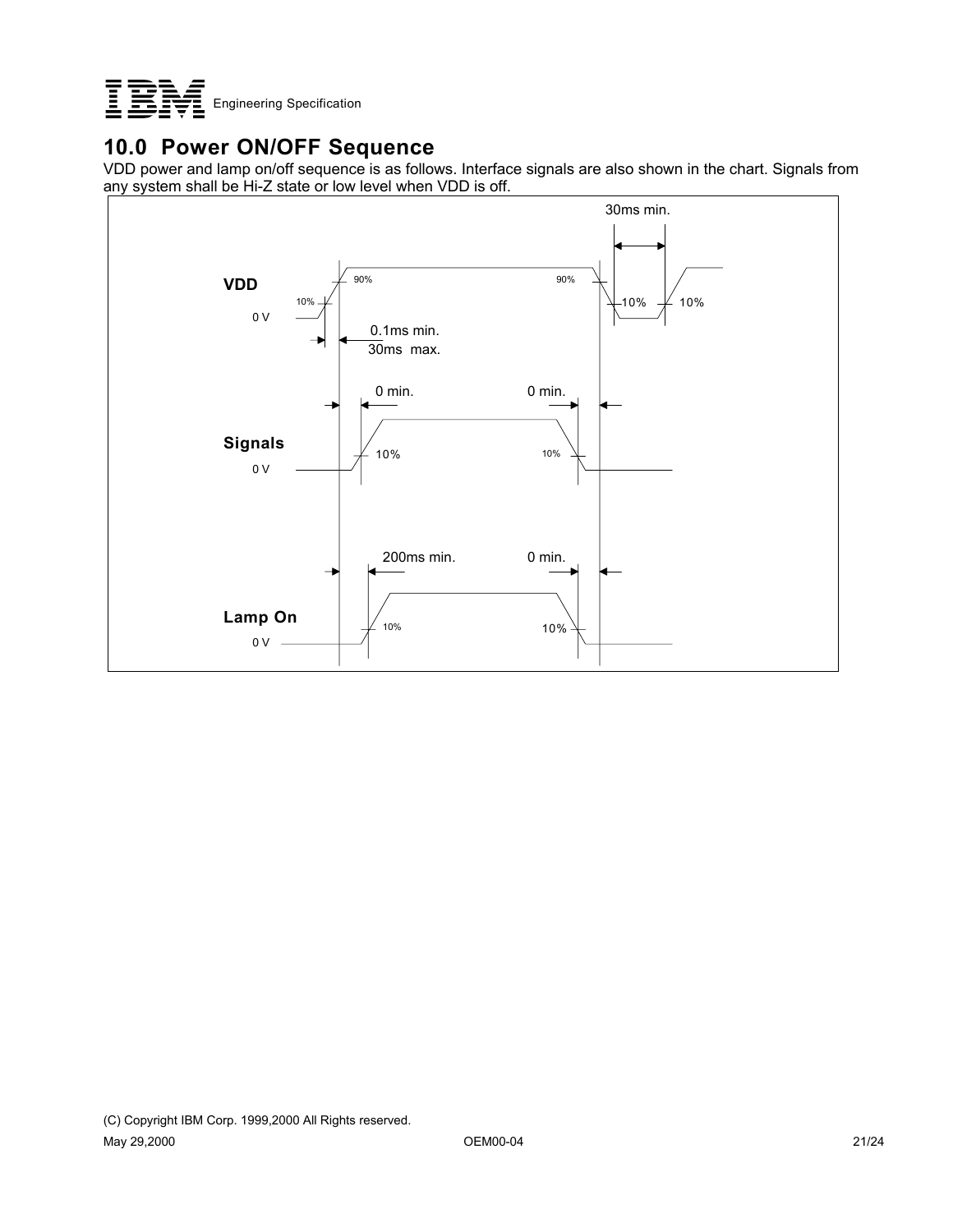## 10.0 Power ON/OFF Sequence

VDD power and lamp on/off sequence is as follows. Interface signals are also shown in the chart. Signals from any system shall be Hi-Z state or low level when VDD is off.

30ms min.

VDD

90% 90%

10% 10% 10%

0 V

0.1ms min.
30ms max.

0 min. 0 min.

Signals

10% 10%

0 V

200ms min. 0 min.

Lamp On

10% 10%

0 V

(C) Copyright IBM Corp. 1999,2000 All Rights reserved.

May 29,2000 OEM00-04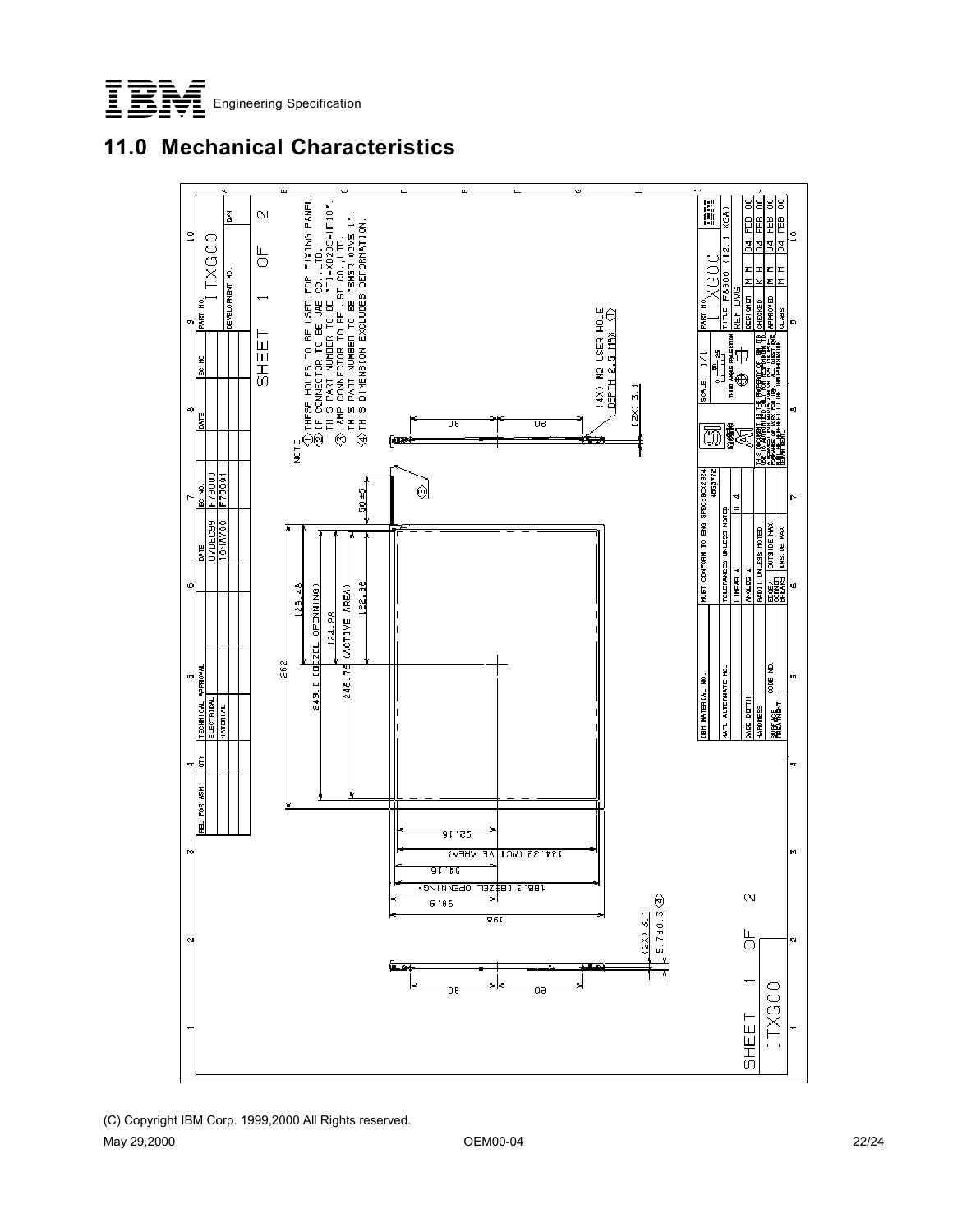## 11.0 Mechanical Characteristics

NOTE

1. THESE HOLES TO BE USED FOR FIXING PANEL.
2. I/F CONNECTOR TO BE JAE CO.,LTD. THIS PART NUMBER TO BE "FI-XB20S-HF10".
3. LAMP CONNECTOR TO BE JST CO.,LTD. THIS PART NUMBER TO BE "BHSR-02VS-1".
4. THIS DIMENSION EXCLUDES DEFORMATION.

(4X) NO USER HOLE DEPTH 2.5 MAX ①

(2X) 3.1

262

249.8 (BEZEL OPENNING)

245.76 (ACTIVE AREA)

129.48

124.88

122.88

50±5

80 80

92.16

184.32 (ACTIVE AREA)

94.16

188.3 (BEZEL OPENNING)

98.6

198

(2X) 3.1

5.7±0.3 ④

80 80

SHEET 1 OF 2

ITXG00

| DATE | EC NO. |
|---|---|
| 07DEC99 | F79000 |
| 10MAY00 | F79001 |

PART NO. ITXG00

TITLE F8900 (12.1 XGA)

| DESIGNER | M M | 04 FEB 00 |
|---|---|---|
| CHECKED | K H | 04 FEB 00 |
| APPROVED | M M | 04 FEB 00 |
| CLASS | M M | 04 FEB 00 |

MUST CONFORM TO ENG SPEC: BOX1234

TOLERANCES UNLESS NOTED

LINEAR ± 0.4

SCALE: 1/1

THIRD ANGLE PROJECTION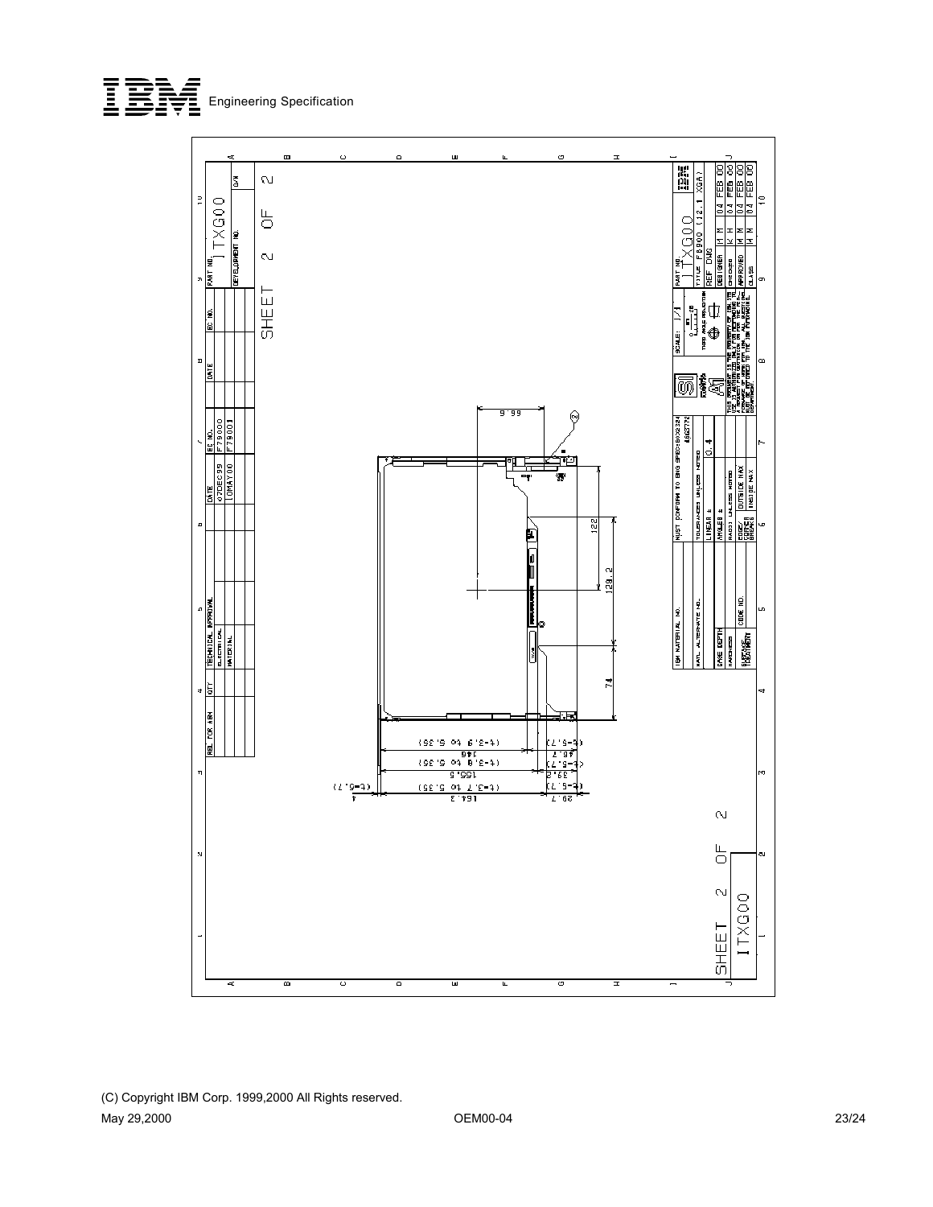SHEET 2 OF 2

PART NO. ITXG00

| REL FOR ARM | QTY | TECHNICAL APPROVAL | | DATE | EC NO. | DATE | EC NO. |
|---|---|---|---|---|---|---|---|
| | | ELECTRICAL | | 07DEC99 | F79000 | | |
| | | MATERIAL | | 10MAY00 | F79001 | | |

66.9

122

128.2

74

(t=3.9 to 5.35)
146
(t=3.8 to 5.35)
155.5
(t=3.7 to 5.35)
164.3

(t=5.7)
46.7
(t=5.7)
33.6
(t=5.7)
29.7

(t=5.7)

| IBM MATERIAL NO. | MUST CONFORM TO ENG SPEC=B002324 / 4965772 | SCALE: 1/1 | PART NO. ITXG00 |
|---|---|---|---|
| MATL. ALTERNATE NO. | TOLERANCES UNLESS NOTED | | TITLE F8900 (12.1 XGA) |
| CASE DEPTH | LINEAR ± 0.4 | | REF DWG |
| HARDNESS | ANGLES ± | | DESIGNER H M 04 FEB 00 |
| | RADII UNLESS NOTED | | CHECKED K H 04 FEB 00 |
| CODE NO. | OUTSIDE MAX | | APPROVED H M 04 FEB 00 |
| SURFACE TREATMENT | INSIDE MAX | | CLASS 04 FEB 00 |

SHEET 2 OF 2 ITXG00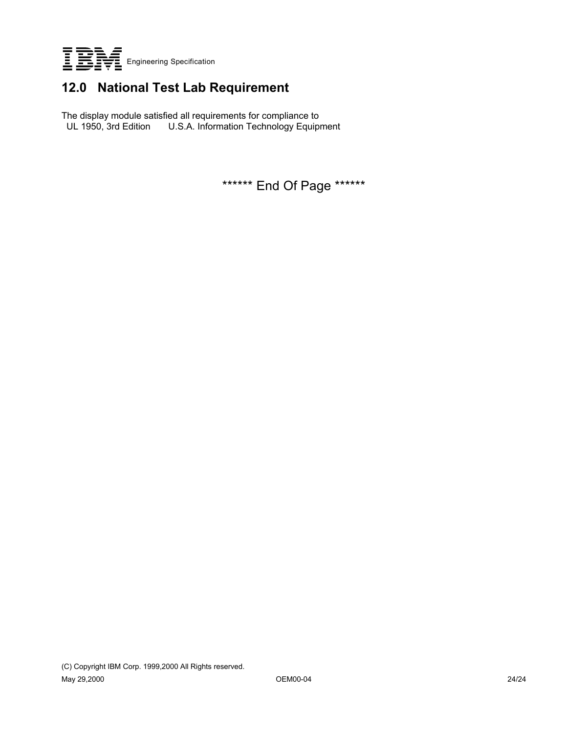## 12.0 National Test Lab Requirement

The display module satisfied all requirements for compliance to

UL 1950, 3rd Edition     U.S.A. Information Technology Equipment

****** End Of Page ******

(C) Copyright IBM Corp. 1999,2000 All Rights reserved.